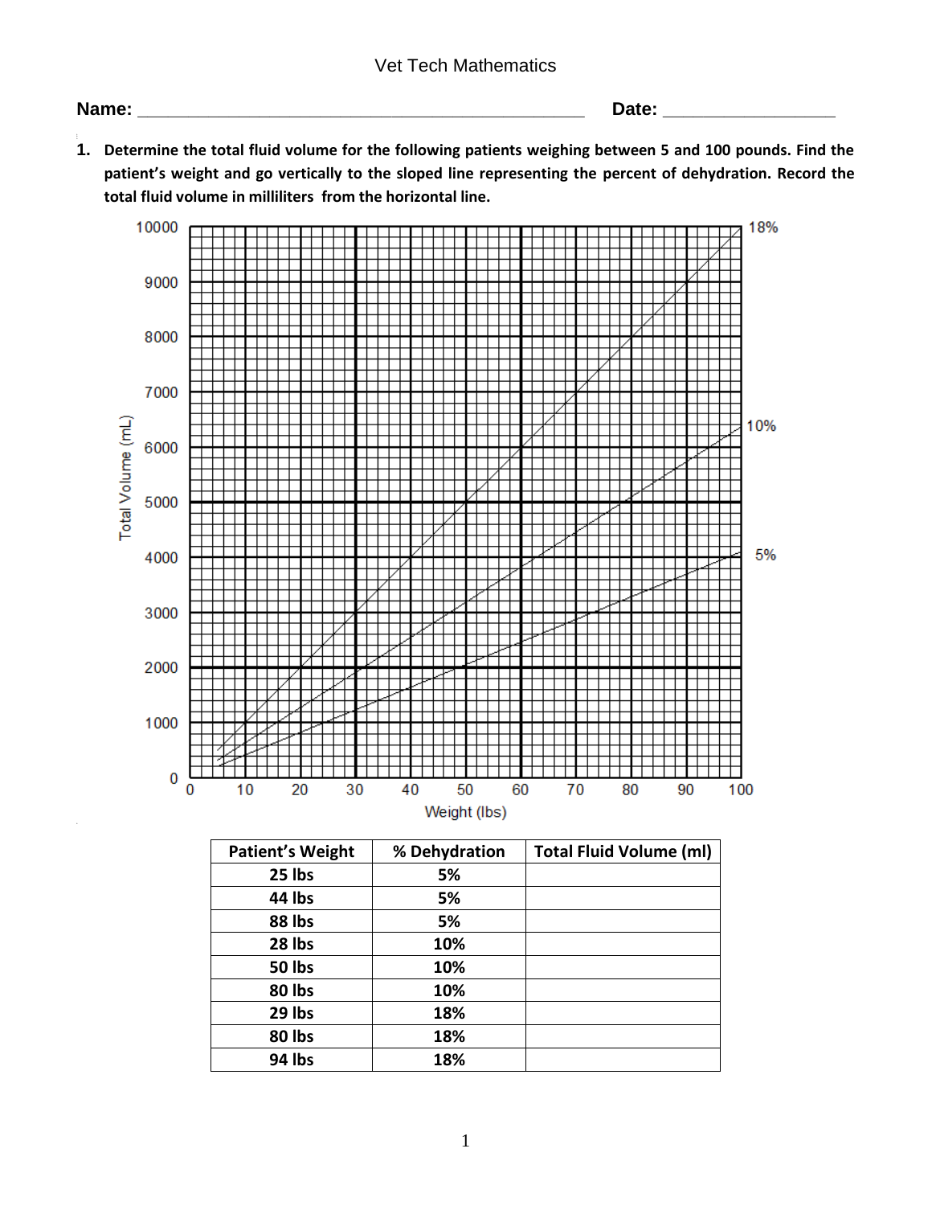Vet Tech Mathematics

**Name:** ____________________________________________ **Date:** ________________

1. **Determine the total fluid volume for the following patients weighing between 5 and 100 pounds. Find the patient's weight and go vertically to the sloped line representing the percent of dehydration. Record the total fluid volume in milliliters from the horizontal line.**

| Patient's Weight | % Dehydration | Total Fluid Volume (ml) |
|---|---|---|
| 25 lbs | 5% | |
| 44 lbs | 5% | |
| 88 lbs | 5% | |
| 28 lbs | 10% | |
| 50 lbs | 10% | |
| 80 lbs | 10% | |
| 29 lbs | 18% | |
| 80 lbs | 18% | |
| 94 lbs | 18% | |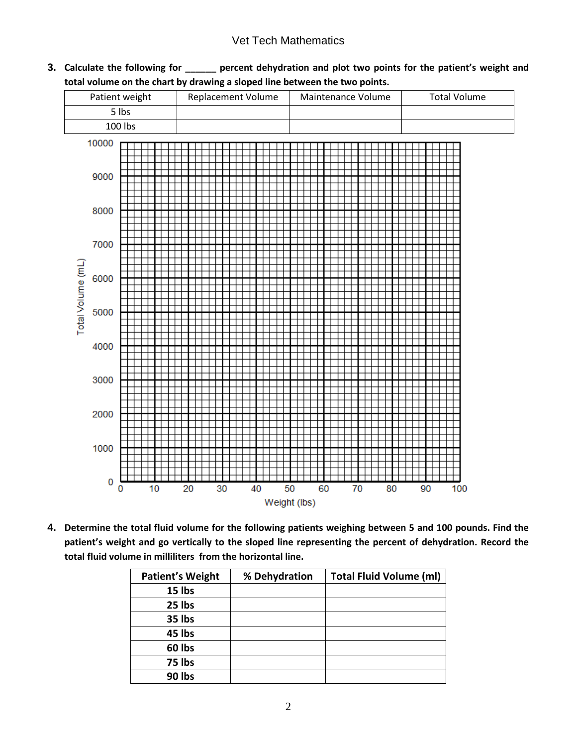**3. Calculate the following for ______ percent dehydration and plot two points for the patient's weight and total volume on the chart by drawing a sloped line between the two points.**

| Patient weight | Replacement Volume | Maintenance Volume | Total Volume |
|---|---|---|---|
| 5 lbs | | | |
| 100 lbs | | | |

Total Volume (mL)

10000
9000
8000
7000
6000
5000
4000
3000
2000
1000
0

0 10 20 30 40 50 60 70 80 90 100

Weight (lbs)

**4. Determine the total fluid volume for the following patients weighing between 5 and 100 pounds. Find the patient's weight and go vertically to the sloped line representing the percent of dehydration. Record the total fluid volume in milliliters from the horizontal line.**

| Patient's Weight | % Dehydration | Total Fluid Volume (ml) |
|---|---|---|
| 15 lbs | | |
| 25 lbs | | |
| 35 lbs | | |
| 45 lbs | | |
| 60 lbs | | |
| 75 lbs | | |
| 90 lbs | | |